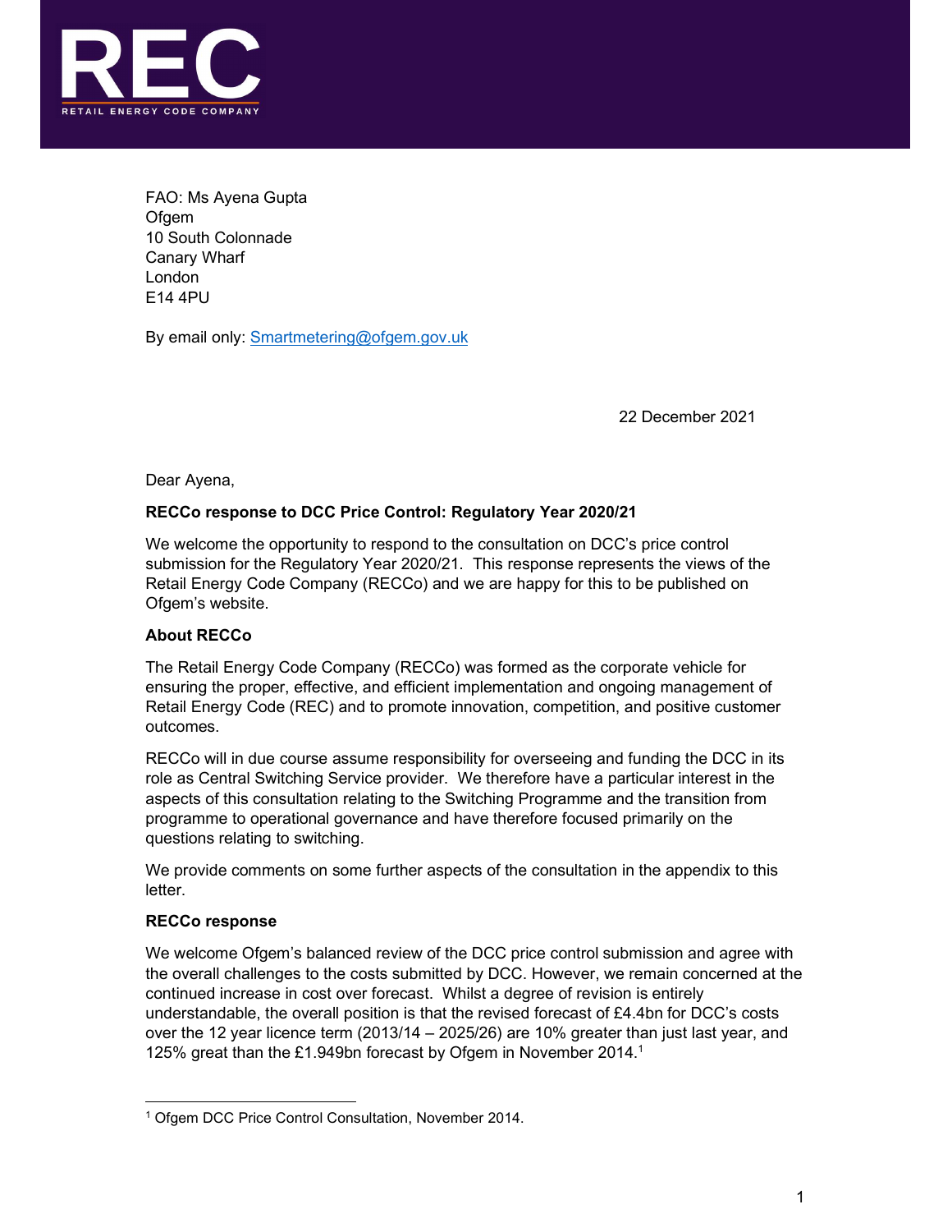REC
RETAIL ENERGY CODE COMPANY

FAO: Ms Ayena Gupta
Ofgem
10 South Colonnade
Canary Wharf
London
E14 4PU

By email only: [Smartmetering@ofgem.gov.uk](mailto:Smartmetering@ofgem.gov.uk)

22 December 2021

Dear Ayena,

**RECCo response to DCC Price Control: Regulatory Year 2020/21**

We welcome the opportunity to respond to the consultation on DCC's price control submission for the Regulatory Year 2020/21. This response represents the views of the Retail Energy Code Company (RECCo) and we are happy for this to be published on Ofgem's website.

**About RECCo**

The Retail Energy Code Company (RECCo) was formed as the corporate vehicle for ensuring the proper, effective, and efficient implementation and ongoing management of Retail Energy Code (REC) and to promote innovation, competition, and positive customer outcomes.

RECCo will in due course assume responsibility for overseeing and funding the DCC in its role as Central Switching Service provider. We therefore have a particular interest in the aspects of this consultation relating to the Switching Programme and the transition from programme to operational governance and have therefore focused primarily on the questions relating to switching.

We provide comments on some further aspects of the consultation in the appendix to this letter.

**RECCo response**

We welcome Ofgem's balanced review of the DCC price control submission and agree with the overall challenges to the costs submitted by DCC. However, we remain concerned at the continued increase in cost over forecast. Whilst a degree of revision is entirely understandable, the overall position is that the revised forecast of £4.4bn for DCC's costs over the 12 year licence term (2013/14 – 2025/26) are 10% greater than just last year, and 125% great than the £1.949bn forecast by Ofgem in November 2014.[1]

[1] Ofgem DCC Price Control Consultation, November 2014.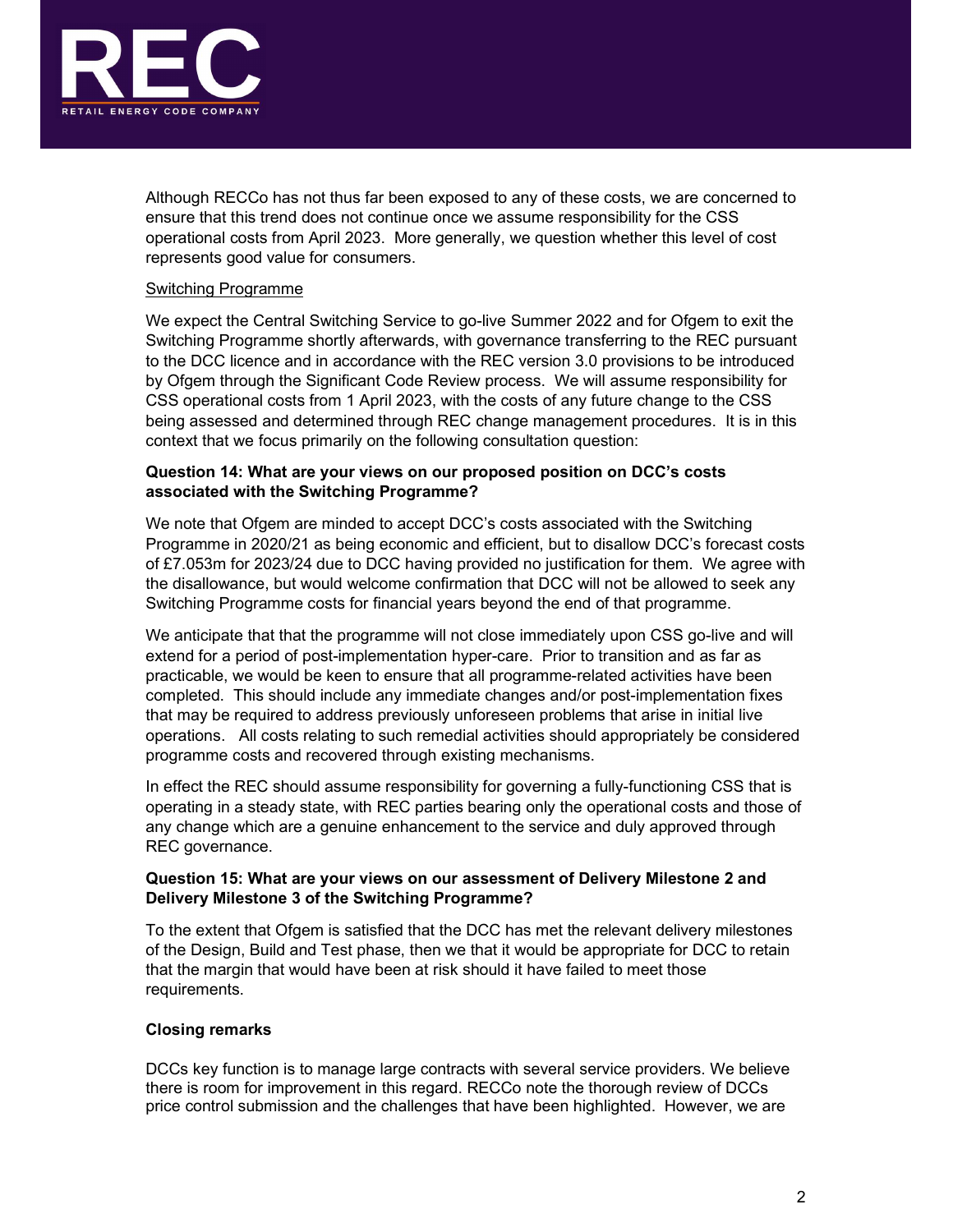Although RECCo has not thus far been exposed to any of these costs, we are concerned to ensure that this trend does not continue once we assume responsibility for the CSS operational costs from April 2023. More generally, we question whether this level of cost represents good value for consumers.

Switching Programme

We expect the Central Switching Service to go-live Summer 2022 and for Ofgem to exit the Switching Programme shortly afterwards, with governance transferring to the REC pursuant to the DCC licence and in accordance with the REC version 3.0 provisions to be introduced by Ofgem through the Significant Code Review process. We will assume responsibility for CSS operational costs from 1 April 2023, with the costs of any future change to the CSS being assessed and determined through REC change management procedures. It is in this context that we focus primarily on the following consultation question:

**Question 14: What are your views on our proposed position on DCC's costs associated with the Switching Programme?**

We note that Ofgem are minded to accept DCC's costs associated with the Switching Programme in 2020/21 as being economic and efficient, but to disallow DCC's forecast costs of £7.053m for 2023/24 due to DCC having provided no justification for them. We agree with the disallowance, but would welcome confirmation that DCC will not be allowed to seek any Switching Programme costs for financial years beyond the end of that programme.

We anticipate that that the programme will not close immediately upon CSS go-live and will extend for a period of post-implementation hyper-care. Prior to transition and as far as practicable, we would be keen to ensure that all programme-related activities have been completed. This should include any immediate changes and/or post-implementation fixes that may be required to address previously unforeseen problems that arise in initial live operations. All costs relating to such remedial activities should appropriately be considered programme costs and recovered through existing mechanisms.

In effect the REC should assume responsibility for governing a fully-functioning CSS that is operating in a steady state, with REC parties bearing only the operational costs and those of any change which are a genuine enhancement to the service and duly approved through REC governance.

**Question 15: What are your views on our assessment of Delivery Milestone 2 and Delivery Milestone 3 of the Switching Programme?**

To the extent that Ofgem is satisfied that the DCC has met the relevant delivery milestones of the Design, Build and Test phase, then we that it would be appropriate for DCC to retain that the margin that would have been at risk should it have failed to meet those requirements.

**Closing remarks**

DCCs key function is to manage large contracts with several service providers. We believe there is room for improvement in this regard. RECCo note the thorough review of DCCs price control submission and the challenges that have been highlighted. However, we are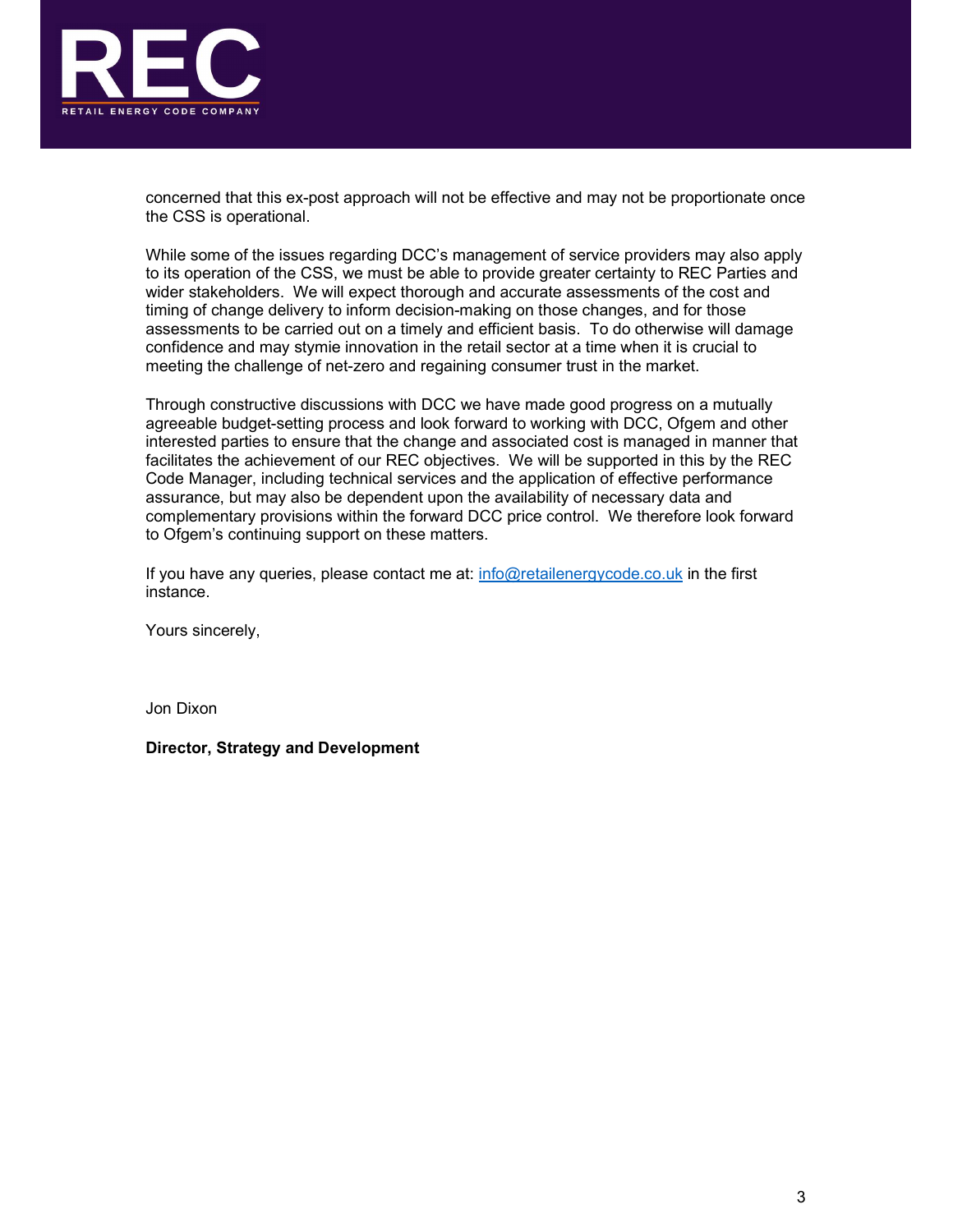concerned that this ex-post approach will not be effective and may not be proportionate once the CSS is operational.

While some of the issues regarding DCC's management of service providers may also apply to its operation of the CSS, we must be able to provide greater certainty to REC Parties and wider stakeholders. We will expect thorough and accurate assessments of the cost and timing of change delivery to inform decision-making on those changes, and for those assessments to be carried out on a timely and efficient basis. To do otherwise will damage confidence and may stymie innovation in the retail sector at a time when it is crucial to meeting the challenge of net-zero and regaining consumer trust in the market.

Through constructive discussions with DCC we have made good progress on a mutually agreeable budget-setting process and look forward to working with DCC, Ofgem and other interested parties to ensure that the change and associated cost is managed in manner that facilitates the achievement of our REC objectives. We will be supported in this by the REC Code Manager, including technical services and the application of effective performance assurance, but may also be dependent upon the availability of necessary data and complementary provisions within the forward DCC price control. We therefore look forward to Ofgem's continuing support on these matters.

If you have any queries, please contact me at: [info@retailenergycode.co.uk](mailto:info@retailenergycode.co.uk) in the first instance.

Yours sincerely,

Jon Dixon

**Director, Strategy and Development**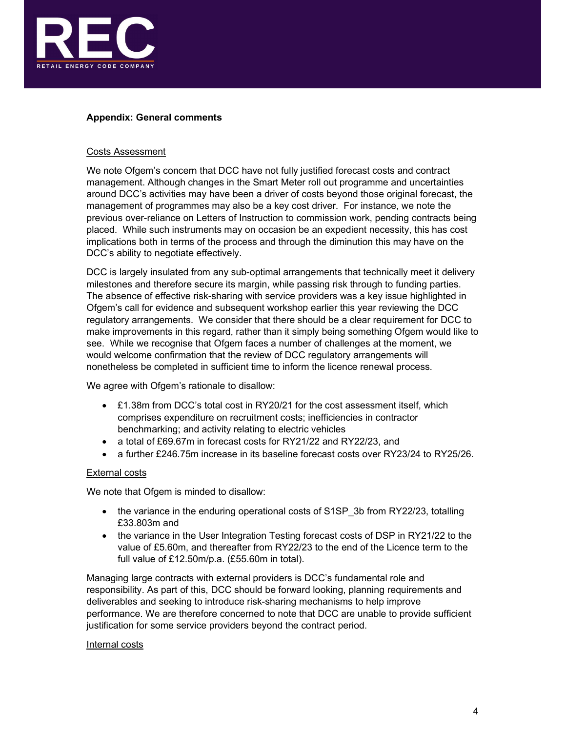**Appendix: General comments**

Costs Assessment

We note Ofgem's concern that DCC have not fully justified forecast costs and contract management. Although changes in the Smart Meter roll out programme and uncertainties around DCC's activities may have been a driver of costs beyond those original forecast, the management of programmes may also be a key cost driver. For instance, we note the previous over-reliance on Letters of Instruction to commission work, pending contracts being placed. While such instruments may on occasion be an expedient necessity, this has cost implications both in terms of the process and through the diminution this may have on the DCC's ability to negotiate effectively.

DCC is largely insulated from any sub-optimal arrangements that technically meet it delivery milestones and therefore secure its margin, while passing risk through to funding parties. The absence of effective risk-sharing with service providers was a key issue highlighted in Ofgem's call for evidence and subsequent workshop earlier this year reviewing the DCC regulatory arrangements. We consider that there should be a clear requirement for DCC to make improvements in this regard, rather than it simply being something Ofgem would like to see. While we recognise that Ofgem faces a number of challenges at the moment, we would welcome confirmation that the review of DCC regulatory arrangements will nonetheless be completed in sufficient time to inform the licence renewal process.

We agree with Ofgem's rationale to disallow:

- £1.38m from DCC's total cost in RY20/21 for the cost assessment itself, which comprises expenditure on recruitment costs; inefficiencies in contractor benchmarking; and activity relating to electric vehicles
- a total of £69.67m in forecast costs for RY21/22 and RY22/23, and
- a further £246.75m increase in its baseline forecast costs over RY23/24 to RY25/26.

External costs

We note that Ofgem is minded to disallow:

- the variance in the enduring operational costs of S1SP_3b from RY22/23, totalling £33.803m and
- the variance in the User Integration Testing forecast costs of DSP in RY21/22 to the value of £5.60m, and thereafter from RY22/23 to the end of the Licence term to the full value of £12.50m/p.a. (£55.60m in total).

Managing large contracts with external providers is DCC's fundamental role and responsibility. As part of this, DCC should be forward looking, planning requirements and deliverables and seeking to introduce risk-sharing mechanisms to help improve performance. We are therefore concerned to note that DCC are unable to provide sufficient justification for some service providers beyond the contract period.

Internal costs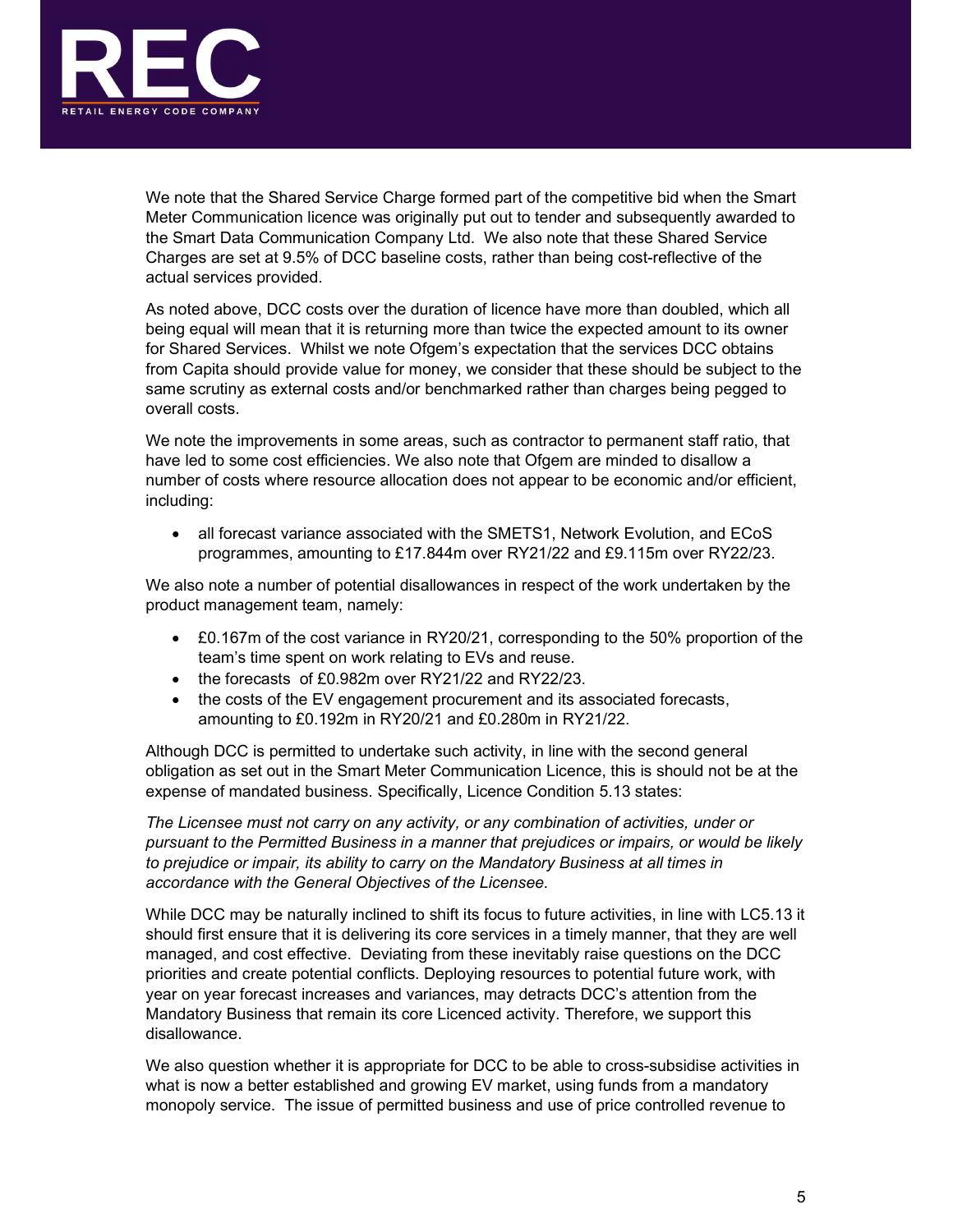We note that the Shared Service Charge formed part of the competitive bid when the Smart Meter Communication licence was originally put out to tender and subsequently awarded to the Smart Data Communication Company Ltd. We also note that these Shared Service Charges are set at 9.5% of DCC baseline costs, rather than being cost-reflective of the actual services provided.

As noted above, DCC costs over the duration of licence have more than doubled, which all being equal will mean that it is returning more than twice the expected amount to its owner for Shared Services. Whilst we note Ofgem's expectation that the services DCC obtains from Capita should provide value for money, we consider that these should be subject to the same scrutiny as external costs and/or benchmarked rather than charges being pegged to overall costs.

We note the improvements in some areas, such as contractor to permanent staff ratio, that have led to some cost efficiencies. We also note that Ofgem are minded to disallow a number of costs where resource allocation does not appear to be economic and/or efficient, including:

- all forecast variance associated with the SMETS1, Network Evolution, and ECoS programmes, amounting to £17.844m over RY21/22 and £9.115m over RY22/23.

We also note a number of potential disallowances in respect of the work undertaken by the product management team, namely:

- £0.167m of the cost variance in RY20/21, corresponding to the 50% proportion of the team's time spent on work relating to EVs and reuse.
- the forecasts of £0.982m over RY21/22 and RY22/23.
- the costs of the EV engagement procurement and its associated forecasts, amounting to £0.192m in RY20/21 and £0.280m in RY21/22.

Although DCC is permitted to undertake such activity, in line with the second general obligation as set out in the Smart Meter Communication Licence, this is should not be at the expense of mandated business. Specifically, Licence Condition 5.13 states:

*The Licensee must not carry on any activity, or any combination of activities, under or pursuant to the Permitted Business in a manner that prejudices or impairs, or would be likely to prejudice or impair, its ability to carry on the Mandatory Business at all times in accordance with the General Objectives of the Licensee.*

While DCC may be naturally inclined to shift its focus to future activities, in line with LC5.13 it should first ensure that it is delivering its core services in a timely manner, that they are well managed, and cost effective. Deviating from these inevitably raise questions on the DCC priorities and create potential conflicts. Deploying resources to potential future work, with year on year forecast increases and variances, may detracts DCC's attention from the Mandatory Business that remain its core Licenced activity. Therefore, we support this disallowance.

We also question whether it is appropriate for DCC to be able to cross-subsidise activities in what is now a better established and growing EV market, using funds from a mandatory monopoly service. The issue of permitted business and use of price controlled revenue to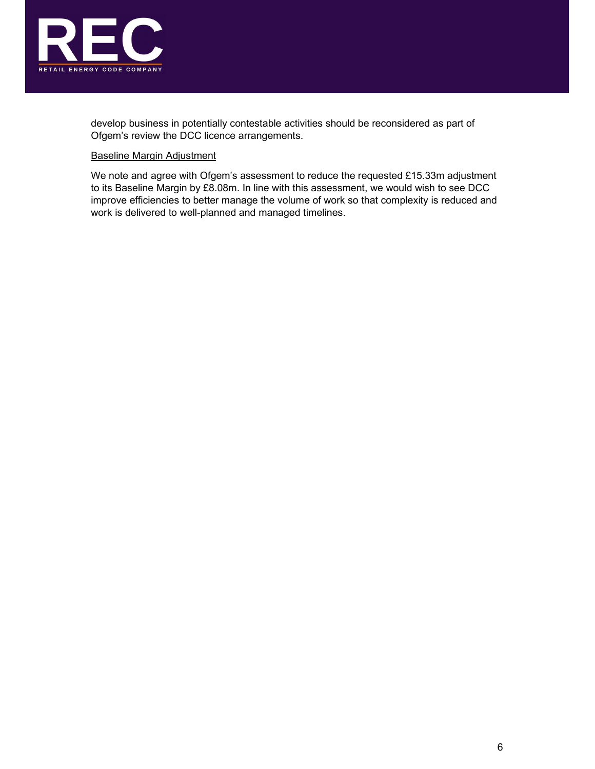develop business in potentially contestable activities should be reconsidered as part of Ofgem's review the DCC licence arrangements.

<u>Baseline Margin Adjustment</u>

We note and agree with Ofgem's assessment to reduce the requested £15.33m adjustment to its Baseline Margin by £8.08m. In line with this assessment, we would wish to see DCC improve efficiencies to better manage the volume of work so that complexity is reduced and work is delivered to well-planned and managed timelines.